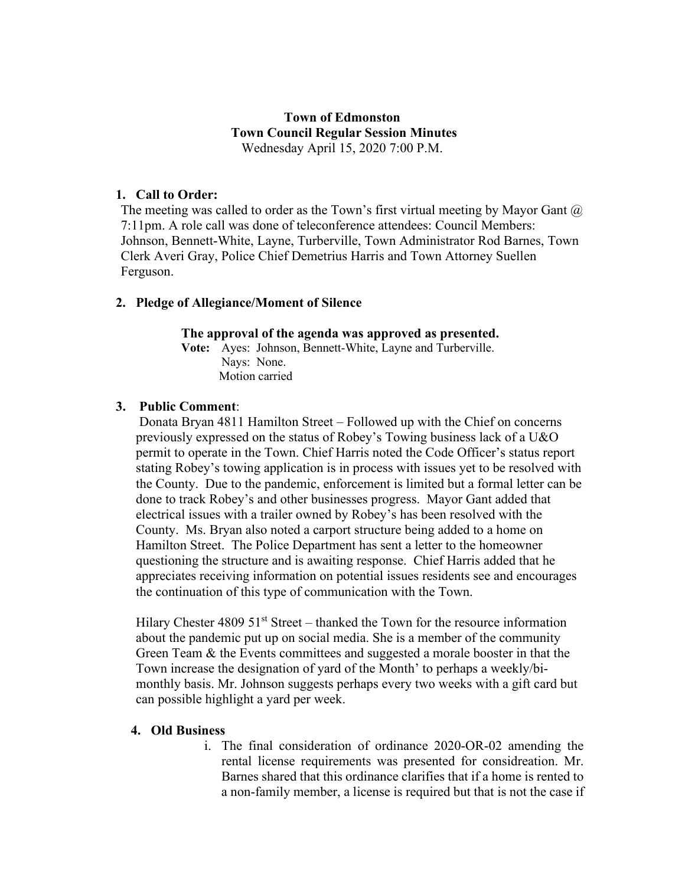**Town of Edmonston**
**Town Council Regular Session Minutes**
Wednesday April 15, 2020 7:00 P.M.

1. **Call to Order:**

The meeting was called to order as the Town's first virtual meeting by Mayor Gant @ 7:11pm. A role call was done of teleconference attendees: Council Members: Johnson, Bennett-White, Layne, Turberville, Town Administrator Rod Barnes, Town Clerk Averi Gray, Police Chief Demetrius Harris and Town Attorney Suellen Ferguson.

2. **Pledge of Allegiance/Moment of Silence**

**The approval of the agenda was approved as presented.**

**Vote:** Ayes: Johnson, Bennett-White, Layne and Turberville.
Nays: None.
Motion carried

3. **Public Comment**:

Donata Bryan 4811 Hamilton Street – Followed up with the Chief on concerns previously expressed on the status of Robey's Towing business lack of a U&O permit to operate in the Town. Chief Harris noted the Code Officer's status report stating Robey's towing application is in process with issues yet to be resolved with the County. Due to the pandemic, enforcement is limited but a formal letter can be done to track Robey's and other businesses progress. Mayor Gant added that electrical issues with a trailer owned by Robey's has been resolved with the County. Ms. Bryan also noted a carport structure being added to a home on Hamilton Street. The Police Department has sent a letter to the homeowner questioning the structure and is awaiting response. Chief Harris added that he appreciates receiving information on potential issues residents see and encourages the continuation of this type of communication with the Town.

Hilary Chester 4809 51st Street – thanked the Town for the resource information about the pandemic put up on social media. She is a member of the community Green Team & the Events committees and suggested a morale booster in that the Town increase the designation of yard of the Month' to perhaps a weekly/bi-monthly basis. Mr. Johnson suggests perhaps every two weeks with a gift card but can possible highlight a yard per week.

4. **Old Business**

   i. The final consideration of ordinance 2020-OR-02 amending the rental license requirements was presented for considreation. Mr. Barnes shared that this ordinance clarifies that if a home is rented to a non-family member, a license is required but that is not the case if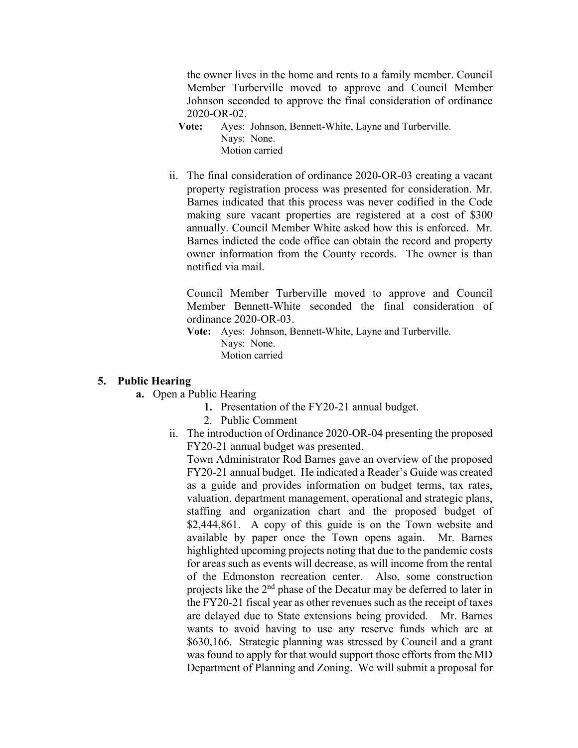the owner lives in the home and rents to a family member. Council Member Turberville moved to approve and Council Member Johnson seconded to approve the final consideration of ordinance 2020-OR-02.

**Vote:** Ayes: Johnson, Bennett-White, Layne and Turberville.
Nays: None.
Motion carried

ii. The final consideration of ordinance 2020-OR-03 creating a vacant property registration process was presented for consideration. Mr. Barnes indicated that this process was never codified in the Code making sure vacant properties are registered at a cost of $300 annually. Council Member White asked how this is enforced. Mr. Barnes indicted the code office can obtain the record and property owner information from the County records. The owner is than notified via mail.

Council Member Turberville moved to approve and Council Member Bennett-White seconded the final consideration of ordinance 2020-OR-03.

**Vote:** Ayes: Johnson, Bennett-White, Layne and Turberville.
Nays: None.
Motion carried

## 5. Public Hearing

**a.** Open a Public Hearing

1. Presentation of the FY20-21 annual budget.
2. Public Comment

ii. The introduction of Ordinance 2020-OR-04 presenting the proposed FY20-21 annual budget was presented.
Town Administrator Rod Barnes gave an overview of the proposed FY20-21 annual budget. He indicated a Reader's Guide was created as a guide and provides information on budget terms, tax rates, valuation, department management, operational and strategic plans, staffing and organization chart and the proposed budget of $2,444,861. A copy of this guide is on the Town website and available by paper once the Town opens again. Mr. Barnes highlighted upcoming projects noting that due to the pandemic costs for areas such as events will decrease, as will income from the rental of the Edmonston recreation center. Also, some construction projects like the 2nd phase of the Decatur may be deferred to later in the FY20-21 fiscal year as other revenues such as the receipt of taxes are delayed due to State extensions being provided. Mr. Barnes wants to avoid having to use any reserve funds which are at $630,166. Strategic planning was stressed by Council and a grant was found to apply for that would support those efforts from the MD Department of Planning and Zoning. We will submit a proposal for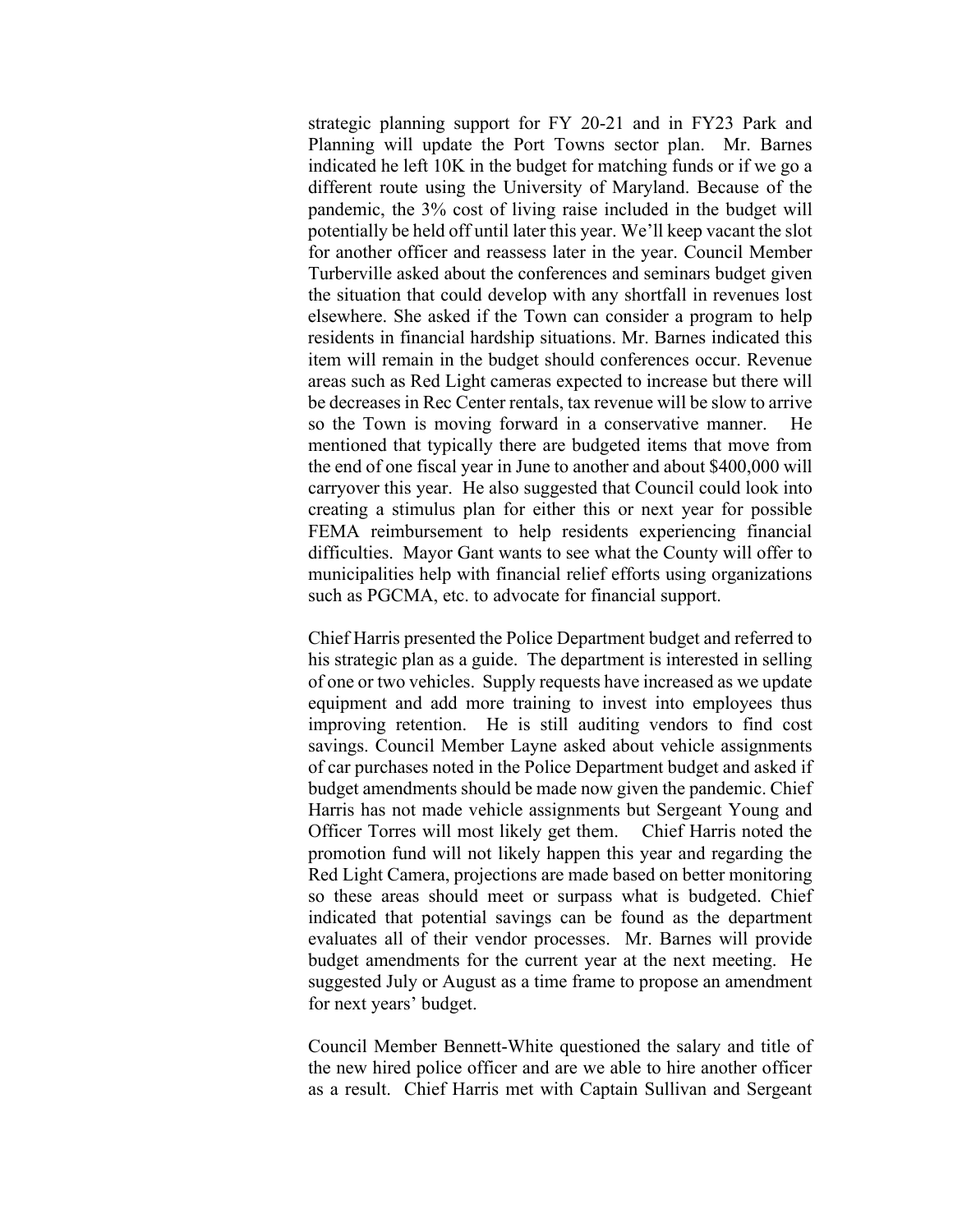strategic planning support for FY 20-21 and in FY23 Park and Planning will update the Port Towns sector plan. Mr. Barnes indicated he left 10K in the budget for matching funds or if we go a different route using the University of Maryland. Because of the pandemic, the 3% cost of living raise included in the budget will potentially be held off until later this year. We'll keep vacant the slot for another officer and reassess later in the year. Council Member Turberville asked about the conferences and seminars budget given the situation that could develop with any shortfall in revenues lost elsewhere. She asked if the Town can consider a program to help residents in financial hardship situations. Mr. Barnes indicated this item will remain in the budget should conferences occur. Revenue areas such as Red Light cameras expected to increase but there will be decreases in Rec Center rentals, tax revenue will be slow to arrive so the Town is moving forward in a conservative manner. He mentioned that typically there are budgeted items that move from the end of one fiscal year in June to another and about $400,000 will carryover this year. He also suggested that Council could look into creating a stimulus plan for either this or next year for possible FEMA reimbursement to help residents experiencing financial difficulties. Mayor Gant wants to see what the County will offer to municipalities help with financial relief efforts using organizations such as PGCMA, etc. to advocate for financial support.

Chief Harris presented the Police Department budget and referred to his strategic plan as a guide. The department is interested in selling of one or two vehicles. Supply requests have increased as we update equipment and add more training to invest into employees thus improving retention. He is still auditing vendors to find cost savings. Council Member Layne asked about vehicle assignments of car purchases noted in the Police Department budget and asked if budget amendments should be made now given the pandemic. Chief Harris has not made vehicle assignments but Sergeant Young and Officer Torres will most likely get them. Chief Harris noted the promotion fund will not likely happen this year and regarding the Red Light Camera, projections are made based on better monitoring so these areas should meet or surpass what is budgeted. Chief indicated that potential savings can be found as the department evaluates all of their vendor processes. Mr. Barnes will provide budget amendments for the current year at the next meeting. He suggested July or August as a time frame to propose an amendment for next years' budget.

Council Member Bennett-White questioned the salary and title of the new hired police officer and are we able to hire another officer as a result. Chief Harris met with Captain Sullivan and Sergeant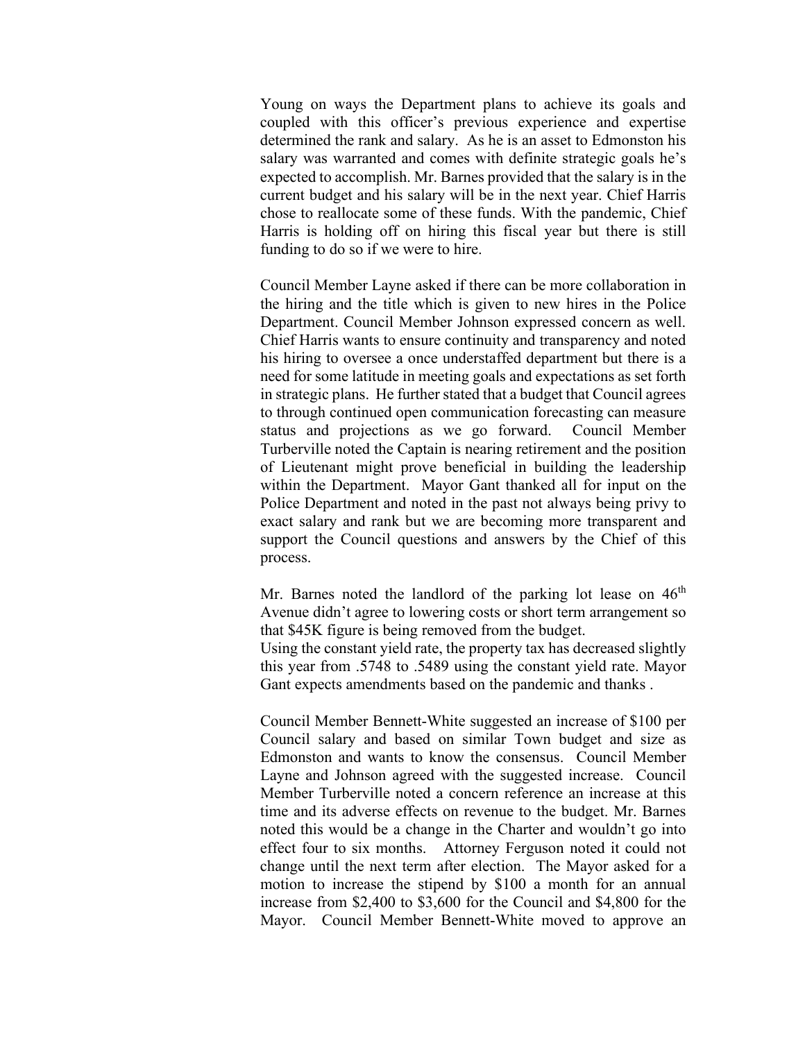Young on ways the Department plans to achieve its goals and coupled with this officer's previous experience and expertise determined the rank and salary. As he is an asset to Edmonston his salary was warranted and comes with definite strategic goals he's expected to accomplish. Mr. Barnes provided that the salary is in the current budget and his salary will be in the next year. Chief Harris chose to reallocate some of these funds. With the pandemic, Chief Harris is holding off on hiring this fiscal year but there is still funding to do so if we were to hire.

Council Member Layne asked if there can be more collaboration in the hiring and the title which is given to new hires in the Police Department. Council Member Johnson expressed concern as well. Chief Harris wants to ensure continuity and transparency and noted his hiring to oversee a once understaffed department but there is a need for some latitude in meeting goals and expectations as set forth in strategic plans. He further stated that a budget that Council agrees to through continued open communication forecasting can measure status and projections as we go forward. Council Member Turberville noted the Captain is nearing retirement and the position of Lieutenant might prove beneficial in building the leadership within the Department. Mayor Gant thanked all for input on the Police Department and noted in the past not always being privy to exact salary and rank but we are becoming more transparent and support the Council questions and answers by the Chief of this process.

Mr. Barnes noted the landlord of the parking lot lease on 46th Avenue didn't agree to lowering costs or short term arrangement so that $45K figure is being removed from the budget.
Using the constant yield rate, the property tax has decreased slightly this year from .5748 to .5489 using the constant yield rate. Mayor Gant expects amendments based on the pandemic and thanks .

Council Member Bennett-White suggested an increase of $100 per Council salary and based on similar Town budget and size as Edmonston and wants to know the consensus. Council Member Layne and Johnson agreed with the suggested increase. Council Member Turberville noted a concern reference an increase at this time and its adverse effects on revenue to the budget. Mr. Barnes noted this would be a change in the Charter and wouldn't go into effect four to six months. Attorney Ferguson noted it could not change until the next term after election. The Mayor asked for a motion to increase the stipend by $100 a month for an annual increase from $2,400 to $3,600 for the Council and $4,800 for the Mayor. Council Member Bennett-White moved to approve an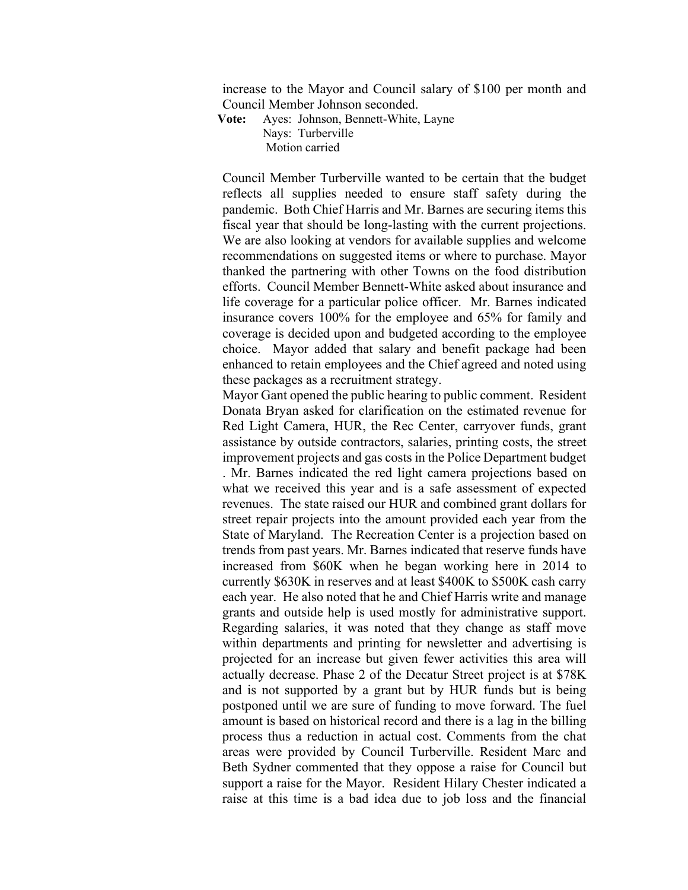increase to the Mayor and Council salary of $100 per month and Council Member Johnson seconded.

**Vote:** Ayes: Johnson, Bennett-White, Layne
Nays: Turberville
Motion carried

Council Member Turberville wanted to be certain that the budget reflects all supplies needed to ensure staff safety during the pandemic. Both Chief Harris and Mr. Barnes are securing items this fiscal year that should be long-lasting with the current projections. We are also looking at vendors for available supplies and welcome recommendations on suggested items or where to purchase. Mayor thanked the partnering with other Towns on the food distribution efforts. Council Member Bennett-White asked about insurance and life coverage for a particular police officer. Mr. Barnes indicated insurance covers 100% for the employee and 65% for family and coverage is decided upon and budgeted according to the employee choice. Mayor added that salary and benefit package had been enhanced to retain employees and the Chief agreed and noted using these packages as a recruitment strategy.

Mayor Gant opened the public hearing to public comment. Resident Donata Bryan asked for clarification on the estimated revenue for Red Light Camera, HUR, the Rec Center, carryover funds, grant assistance by outside contractors, salaries, printing costs, the street improvement projects and gas costs in the Police Department budget . Mr. Barnes indicated the red light camera projections based on what we received this year and is a safe assessment of expected revenues. The state raised our HUR and combined grant dollars for street repair projects into the amount provided each year from the State of Maryland. The Recreation Center is a projection based on trends from past years. Mr. Barnes indicated that reserve funds have increased from $60K when he began working here in 2014 to currently $630K in reserves and at least $400K to $500K cash carry each year. He also noted that he and Chief Harris write and manage grants and outside help is used mostly for administrative support. Regarding salaries, it was noted that they change as staff move within departments and printing for newsletter and advertising is projected for an increase but given fewer activities this area will actually decrease. Phase 2 of the Decatur Street project is at $78K and is not supported by a grant but by HUR funds but is being postponed until we are sure of funding to move forward. The fuel amount is based on historical record and there is a lag in the billing process thus a reduction in actual cost. Comments from the chat areas were provided by Council Turberville. Resident Marc and Beth Sydner commented that they oppose a raise for Council but support a raise for the Mayor. Resident Hilary Chester indicated a raise at this time is a bad idea due to job loss and the financial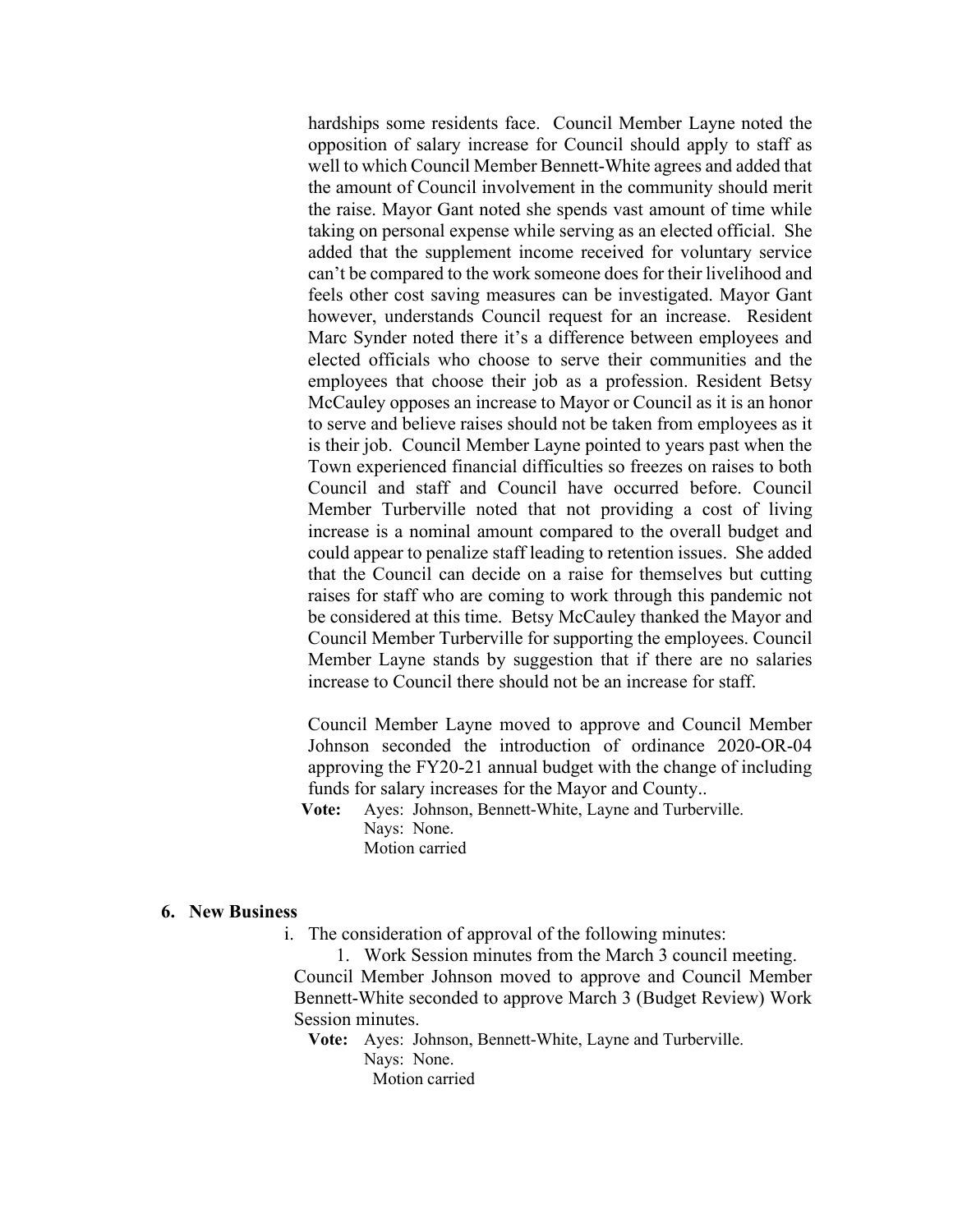hardships some residents face. Council Member Layne noted the opposition of salary increase for Council should apply to staff as well to which Council Member Bennett-White agrees and added that the amount of Council involvement in the community should merit the raise. Mayor Gant noted she spends vast amount of time while taking on personal expense while serving as an elected official. She added that the supplement income received for voluntary service can't be compared to the work someone does for their livelihood and feels other cost saving measures can be investigated. Mayor Gant however, understands Council request for an increase. Resident Marc Synder noted there it's a difference between employees and elected officials who choose to serve their communities and the employees that choose their job as a profession. Resident Betsy McCauley opposes an increase to Mayor or Council as it is an honor to serve and believe raises should not be taken from employees as it is their job. Council Member Layne pointed to years past when the Town experienced financial difficulties so freezes on raises to both Council and staff and Council have occurred before. Council Member Turberville noted that not providing a cost of living increase is a nominal amount compared to the overall budget and could appear to penalize staff leading to retention issues. She added that the Council can decide on a raise for themselves but cutting raises for staff who are coming to work through this pandemic not be considered at this time. Betsy McCauley thanked the Mayor and Council Member Turberville for supporting the employees. Council Member Layne stands by suggestion that if there are no salaries increase to Council there should not be an increase for staff.

Council Member Layne moved to approve and Council Member Johnson seconded the introduction of ordinance 2020-OR-04 approving the FY20-21 annual budget with the change of including funds for salary increases for the Mayor and County..

**Vote:** Ayes: Johnson, Bennett-White, Layne and Turberville.
Nays: None.
Motion carried

## 6. New Business

i. The consideration of approval of the following minutes:

1. Work Session minutes from the March 3 council meeting.

Council Member Johnson moved to approve and Council Member Bennett-White seconded to approve March 3 (Budget Review) Work Session minutes.

**Vote:** Ayes: Johnson, Bennett-White, Layne and Turberville.
Nays: None.
Motion carried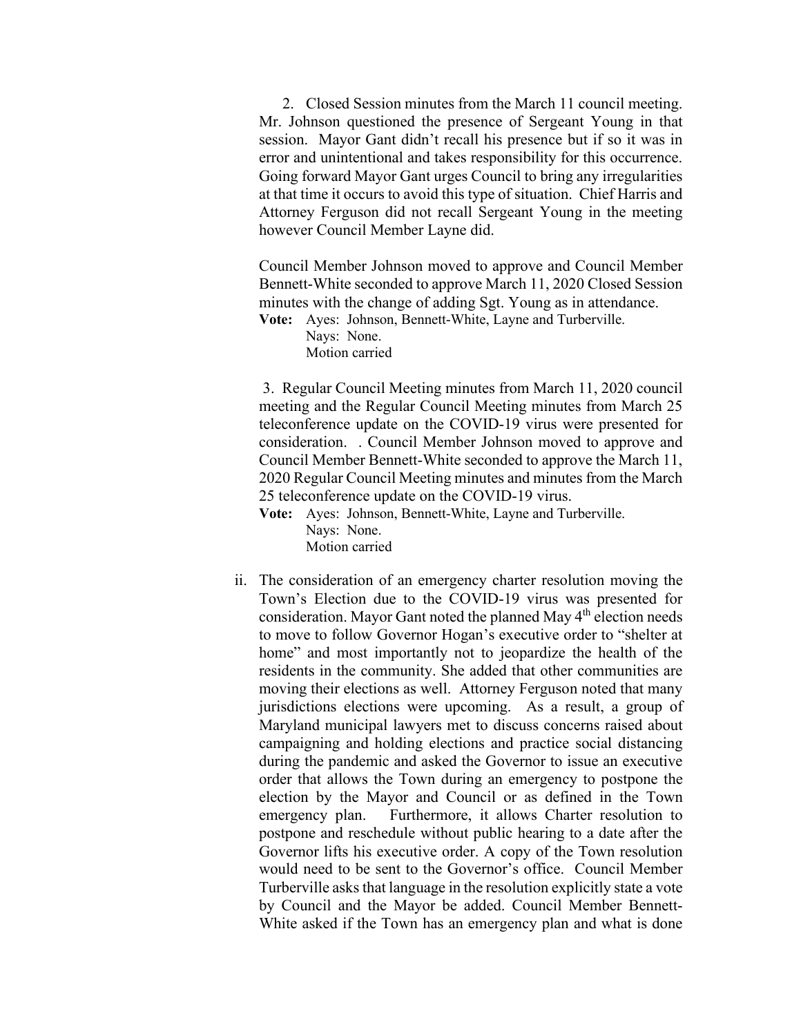2. Closed Session minutes from the March 11 council meeting. Mr. Johnson questioned the presence of Sergeant Young in that session. Mayor Gant didn't recall his presence but if so it was in error and unintentional and takes responsibility for this occurrence. Going forward Mayor Gant urges Council to bring any irregularities at that time it occurs to avoid this type of situation. Chief Harris and Attorney Ferguson did not recall Sergeant Young in the meeting however Council Member Layne did.

Council Member Johnson moved to approve and Council Member Bennett-White seconded to approve March 11, 2020 Closed Session minutes with the change of adding Sgt. Young as in attendance.

**Vote:** Ayes: Johnson, Bennett-White, Layne and Turberville.
Nays: None.
Motion carried

3. Regular Council Meeting minutes from March 11, 2020 council meeting and the Regular Council Meeting minutes from March 25 teleconference update on the COVID-19 virus were presented for consideration. . Council Member Johnson moved to approve and Council Member Bennett-White seconded to approve the March 11, 2020 Regular Council Meeting minutes and minutes from the March 25 teleconference update on the COVID-19 virus.

**Vote:** Ayes: Johnson, Bennett-White, Layne and Turberville.
Nays: None.
Motion carried

ii. The consideration of an emergency charter resolution moving the Town's Election due to the COVID-19 virus was presented for consideration. Mayor Gant noted the planned May 4th election needs to move to follow Governor Hogan's executive order to "shelter at home" and most importantly not to jeopardize the health of the residents in the community. She added that other communities are moving their elections as well. Attorney Ferguson noted that many jurisdictions elections were upcoming. As a result, a group of Maryland municipal lawyers met to discuss concerns raised about campaigning and holding elections and practice social distancing during the pandemic and asked the Governor to issue an executive order that allows the Town during an emergency to postpone the election by the Mayor and Council or as defined in the Town emergency plan. Furthermore, it allows Charter resolution to postpone and reschedule without public hearing to a date after the Governor lifts his executive order. A copy of the Town resolution would need to be sent to the Governor's office. Council Member Turberville asks that language in the resolution explicitly state a vote by Council and the Mayor be added. Council Member Bennett-White asked if the Town has an emergency plan and what is done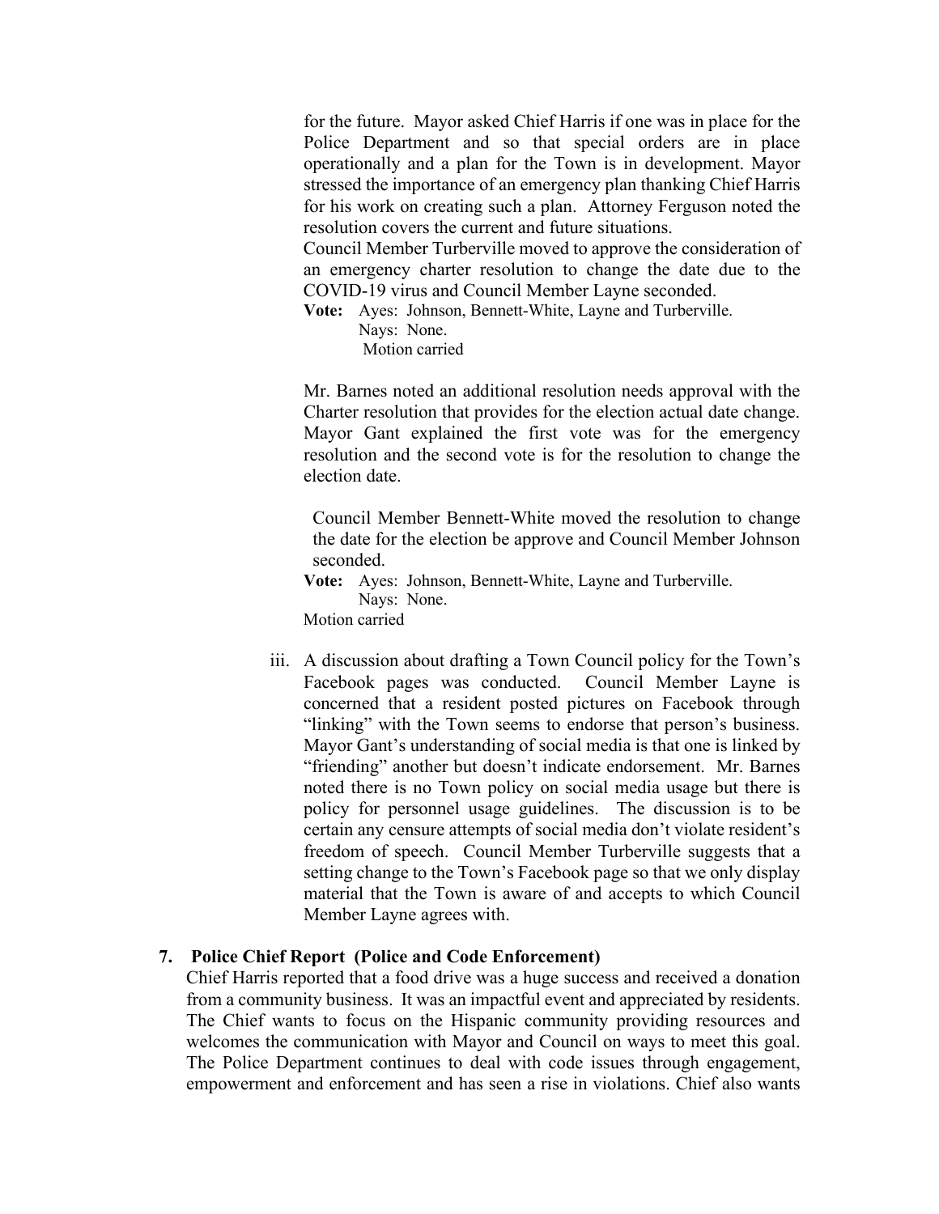for the future. Mayor asked Chief Harris if one was in place for the Police Department and so that special orders are in place operationally and a plan for the Town is in development. Mayor stressed the importance of an emergency plan thanking Chief Harris for his work on creating such a plan. Attorney Ferguson noted the resolution covers the current and future situations.

Council Member Turberville moved to approve the consideration of an emergency charter resolution to change the date due to the COVID-19 virus and Council Member Layne seconded.

**Vote:** Ayes: Johnson, Bennett-White, Layne and Turberville.
Nays: None.
Motion carried

Mr. Barnes noted an additional resolution needs approval with the Charter resolution that provides for the election actual date change. Mayor Gant explained the first vote was for the emergency resolution and the second vote is for the resolution to change the election date.

Council Member Bennett-White moved the resolution to change the date for the election be approve and Council Member Johnson seconded.

**Vote:** Ayes: Johnson, Bennett-White, Layne and Turberville.
Nays: None.
Motion carried

iii. A discussion about drafting a Town Council policy for the Town's Facebook pages was conducted. Council Member Layne is concerned that a resident posted pictures on Facebook through "linking" with the Town seems to endorse that person's business. Mayor Gant's understanding of social media is that one is linked by "friending" another but doesn't indicate endorsement. Mr. Barnes noted there is no Town policy on social media usage but there is policy for personnel usage guidelines. The discussion is to be certain any censure attempts of social media don't violate resident's freedom of speech. Council Member Turberville suggests that a setting change to the Town's Facebook page so that we only display material that the Town is aware of and accepts to which Council Member Layne agrees with.

**7. Police Chief Report (Police and Code Enforcement)**

Chief Harris reported that a food drive was a huge success and received a donation from a community business. It was an impactful event and appreciated by residents. The Chief wants to focus on the Hispanic community providing resources and welcomes the communication with Mayor and Council on ways to meet this goal. The Police Department continues to deal with code issues through engagement, empowerment and enforcement and has seen a rise in violations. Chief also wants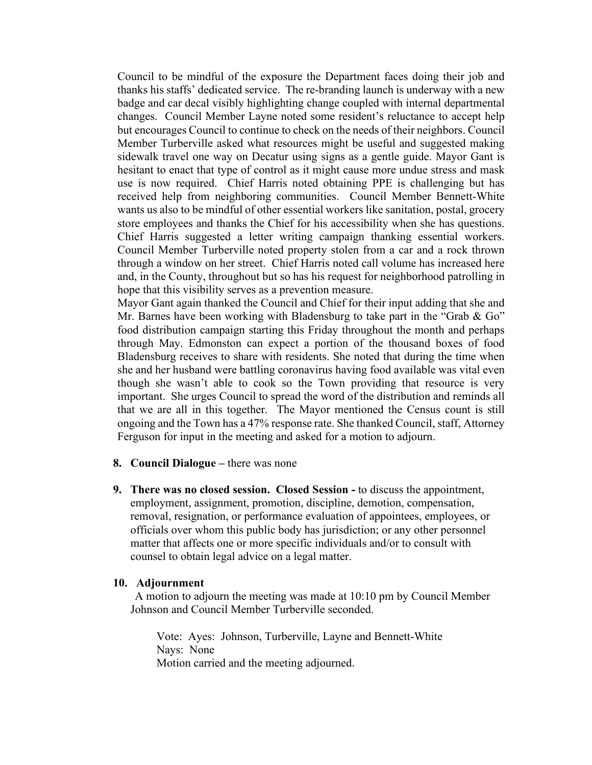Council to be mindful of the exposure the Department faces doing their job and thanks his staffs' dedicated service. The re-branding launch is underway with a new badge and car decal visibly highlighting change coupled with internal departmental changes. Council Member Layne noted some resident's reluctance to accept help but encourages Council to continue to check on the needs of their neighbors. Council Member Turberville asked what resources might be useful and suggested making sidewalk travel one way on Decatur using signs as a gentle guide. Mayor Gant is hesitant to enact that type of control as it might cause more undue stress and mask use is now required. Chief Harris noted obtaining PPE is challenging but has received help from neighboring communities. Council Member Bennett-White wants us also to be mindful of other essential workers like sanitation, postal, grocery store employees and thanks the Chief for his accessibility when she has questions. Chief Harris suggested a letter writing campaign thanking essential workers. Council Member Turberville noted property stolen from a car and a rock thrown through a window on her street. Chief Harris noted call volume has increased here and, in the County, throughout but so has his request for neighborhood patrolling in hope that this visibility serves as a prevention measure.

Mayor Gant again thanked the Council and Chief for their input adding that she and Mr. Barnes have been working with Bladensburg to take part in the "Grab & Go" food distribution campaign starting this Friday throughout the month and perhaps through May. Edmonston can expect a portion of the thousand boxes of food Bladensburg receives to share with residents. She noted that during the time when she and her husband were battling coronavirus having food available was vital even though she wasn't able to cook so the Town providing that resource is very important. She urges Council to spread the word of the distribution and reminds all that we are all in this together. The Mayor mentioned the Census count is still ongoing and the Town has a 47% response rate. She thanked Council, staff, Attorney Ferguson for input in the meeting and asked for a motion to adjourn.

8. **Council Dialogue –** there was none

9. **There was no closed session. Closed Session -** to discuss the appointment, employment, assignment, promotion, discipline, demotion, compensation, removal, resignation, or performance evaluation of appointees, employees, or officials over whom this public body has jurisdiction; or any other personnel matter that affects one or more specific individuals and/or to consult with counsel to obtain legal advice on a legal matter.

10. **Adjournment**

A motion to adjourn the meeting was made at 10:10 pm by Council Member Johnson and Council Member Turberville seconded.

Vote: Ayes: Johnson, Turberville, Layne and Bennett-White
Nays: None
Motion carried and the meeting adjourned.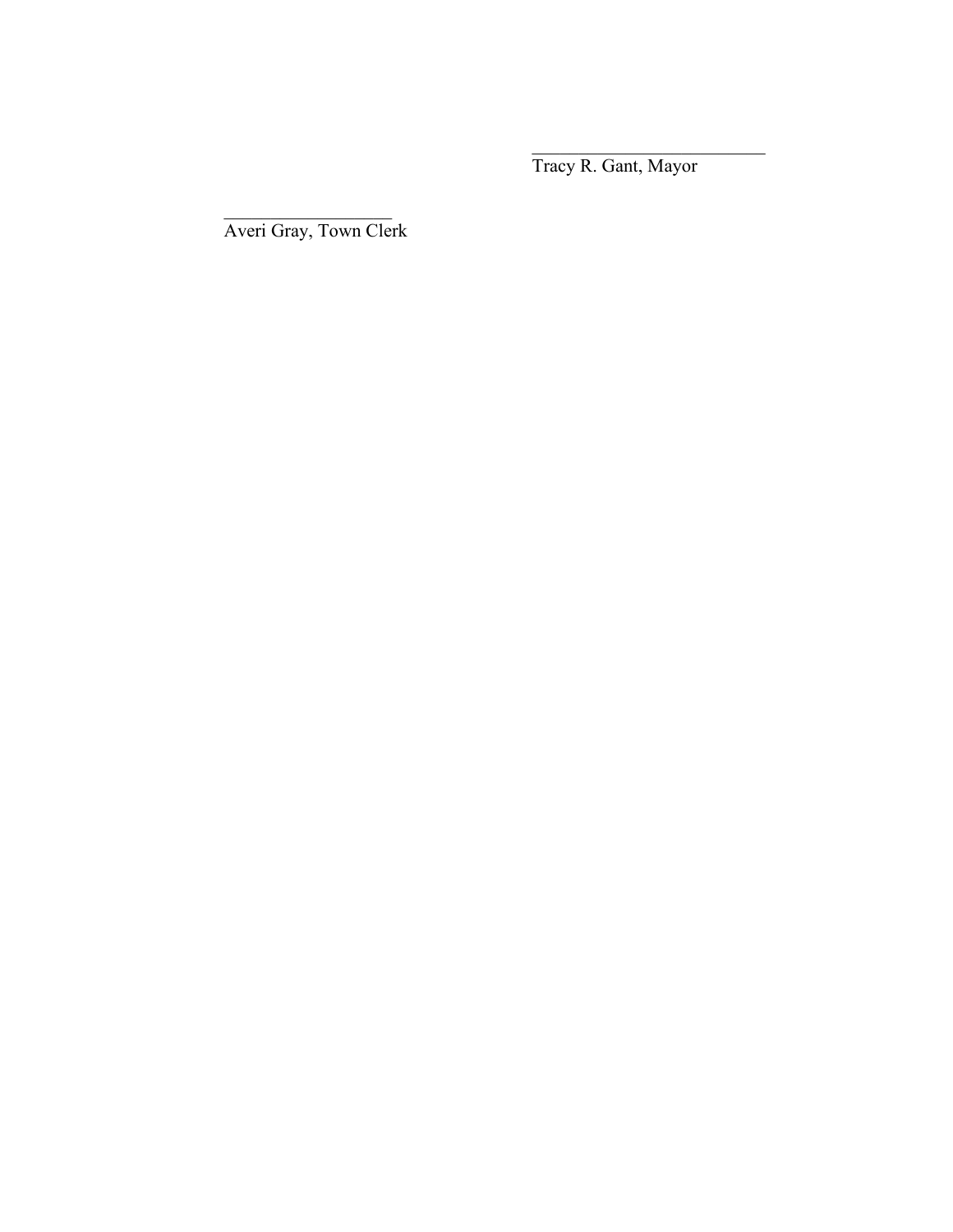___________________________
Tracy R. Gant, Mayor

___________________
Averi Gray, Town Clerk